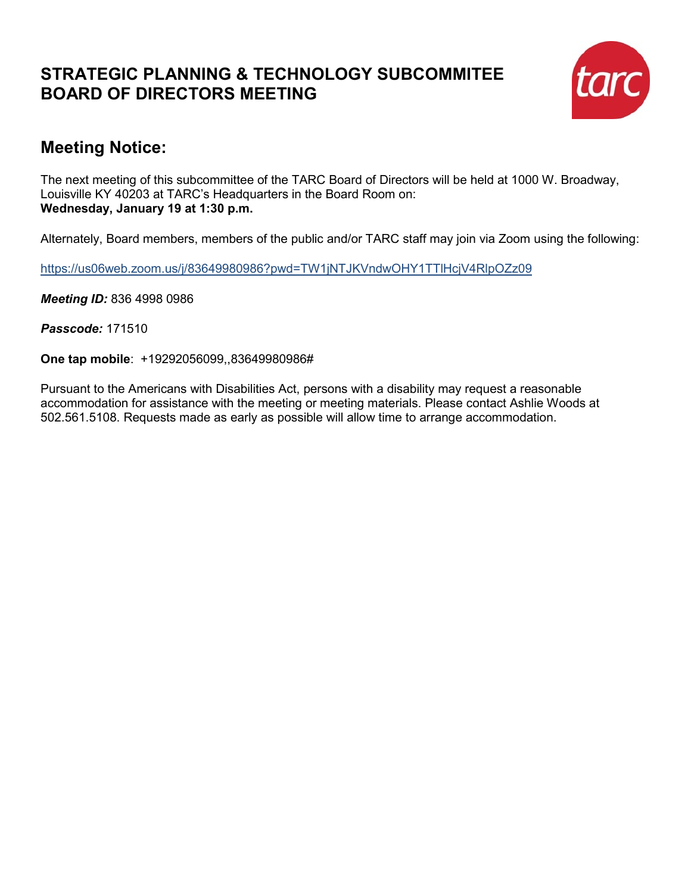# STRATEGIC PLANNING & TECHNOLOGY SUBCOMMITEE
# BOARD OF DIRECTORS MEETING

## Meeting Notice:

The next meeting of this subcommittee of the TARC Board of Directors will be held at 1000 W. Broadway, Louisville KY 40203 at TARC's Headquarters in the Board Room on:
**Wednesday, January 19 at 1:30 p.m.**

Alternately, Board members, members of the public and/or TARC staff may join via Zoom using the following:

https://us06web.zoom.us/j/83649980986?pwd=TW1jNTJKVndwOHY1TTlHcjV4RlpOZz09

***Meeting ID:*** 836 4998 0986

***Passcode:*** 171510

**One tap mobile**: +19292056099,,83649980986#

Pursuant to the Americans with Disabilities Act, persons with a disability may request a reasonable accommodation for assistance with the meeting or meeting materials. Please contact Ashlie Woods at 502.561.5108. Requests made as early as possible will allow time to arrange accommodation.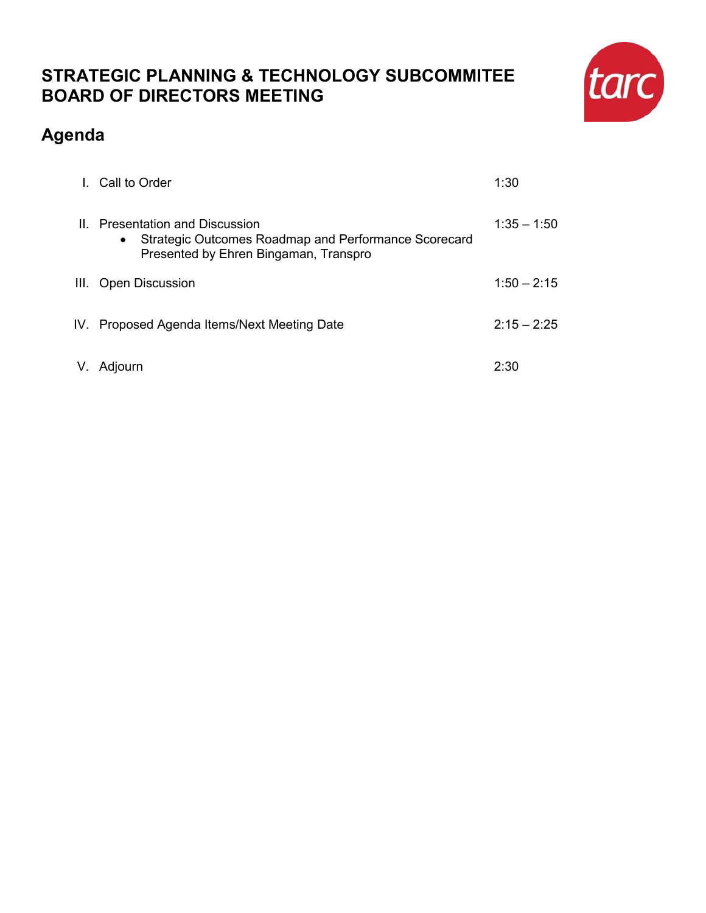# STRATEGIC PLANNING & TECHNOLOGY SUBCOMMITEE BOARD OF DIRECTORS MEETING

## Agenda

| | | |
|---|---|---|
| I. | Call to Order | 1:30 |
| II. | Presentation and Discussion<br>• Strategic Outcomes Roadmap and Performance Scorecard Presented by Ehren Bingaman, Transpro | 1:35 – 1:50 |
| III. | Open Discussion | 1:50 – 2:15 |
| IV. | Proposed Agenda Items/Next Meeting Date | 2:15 – 2:25 |
| V. | Adjourn | 2:30 |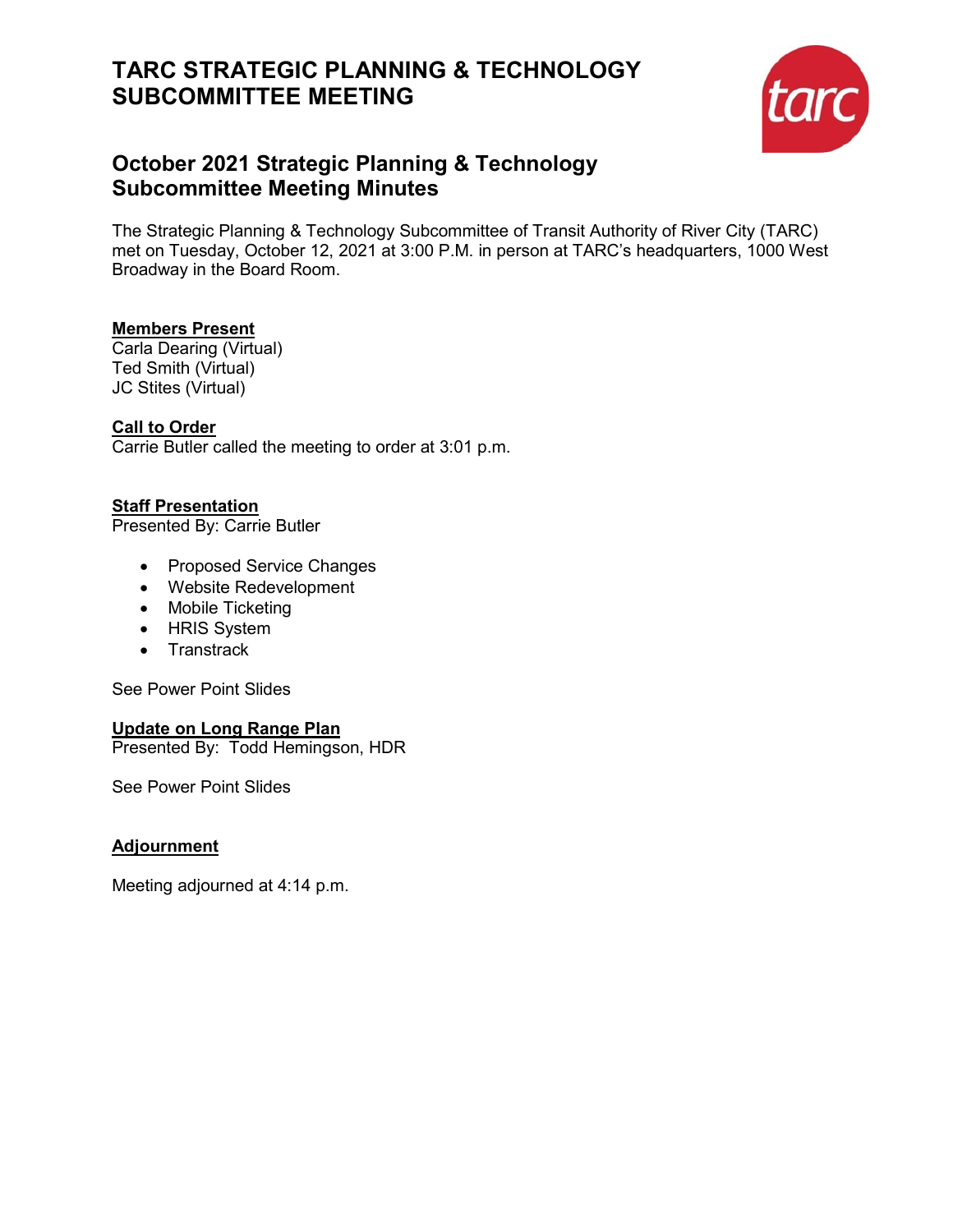# TARC STRATEGIC PLANNING & TECHNOLOGY SUBCOMMITTEE MEETING

## October 2021 Strategic Planning & Technology Subcommittee Meeting Minutes

The Strategic Planning & Technology Subcommittee of Transit Authority of River City (TARC) met on Tuesday, October 12, 2021 at 3:00 P.M. in person at TARC's headquarters, 1000 West Broadway in the Board Room.

**Members Present**
Carla Dearing (Virtual)
Ted Smith (Virtual)
JC Stites (Virtual)

**Call to Order**
Carrie Butler called the meeting to order at 3:01 p.m.

**Staff Presentation**
Presented By: Carrie Butler

- Proposed Service Changes
- Website Redevelopment
- Mobile Ticketing
- HRIS System
- Transtrack

See Power Point Slides

**Update on Long Range Plan**
Presented By: Todd Hemingson, HDR

See Power Point Slides

**Adjournment**

Meeting adjourned at 4:14 p.m.